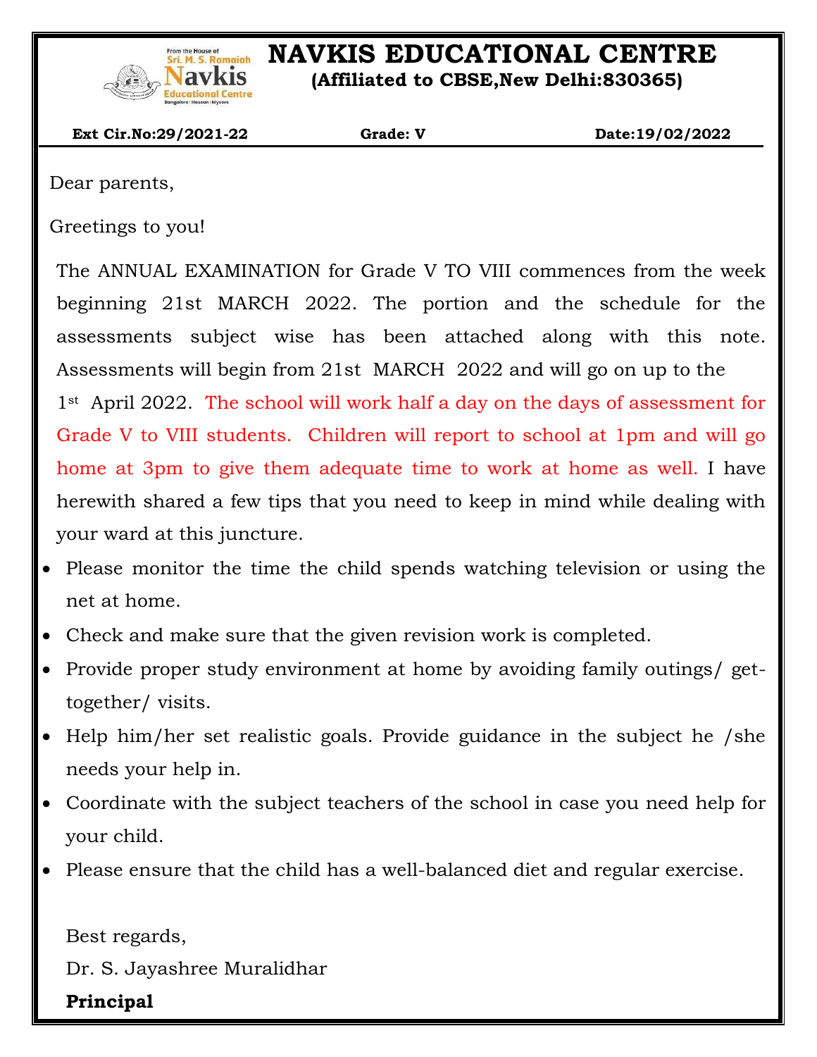# NAVKIS EDUCATIONAL CENTRE

**(Affiliated to CBSE,New Delhi:830365)**

**Ext Cir.No:29/2021-22** | **Grade: V** | **Date:19/02/2022**

Dear parents,

Greetings to you!

The ANNUAL EXAMINATION for Grade V TO VIII commences from the week beginning 21st MARCH 2022. The portion and the schedule for the assessments subject wise has been attached along with this note. Assessments will begin from 21st MARCH 2022 and will go on up to the 1st April 2022. The school will work half a day on the days of assessment for Grade V to VIII students. Children will report to school at 1pm and will go home at 3pm to give them adequate time to work at home as well. I have herewith shared a few tips that you need to keep in mind while dealing with your ward at this juncture.

- Please monitor the time the child spends watching television or using the net at home.
- Check and make sure that the given revision work is completed.
- Provide proper study environment at home by avoiding family outings/ get-together/ visits.
- Help him/her set realistic goals. Provide guidance in the subject he /she needs your help in.
- Coordinate with the subject teachers of the school in case you need help for your child.
- Please ensure that the child has a well-balanced diet and regular exercise.

Best regards,

Dr. S. Jayashree Muralidhar

**Principal**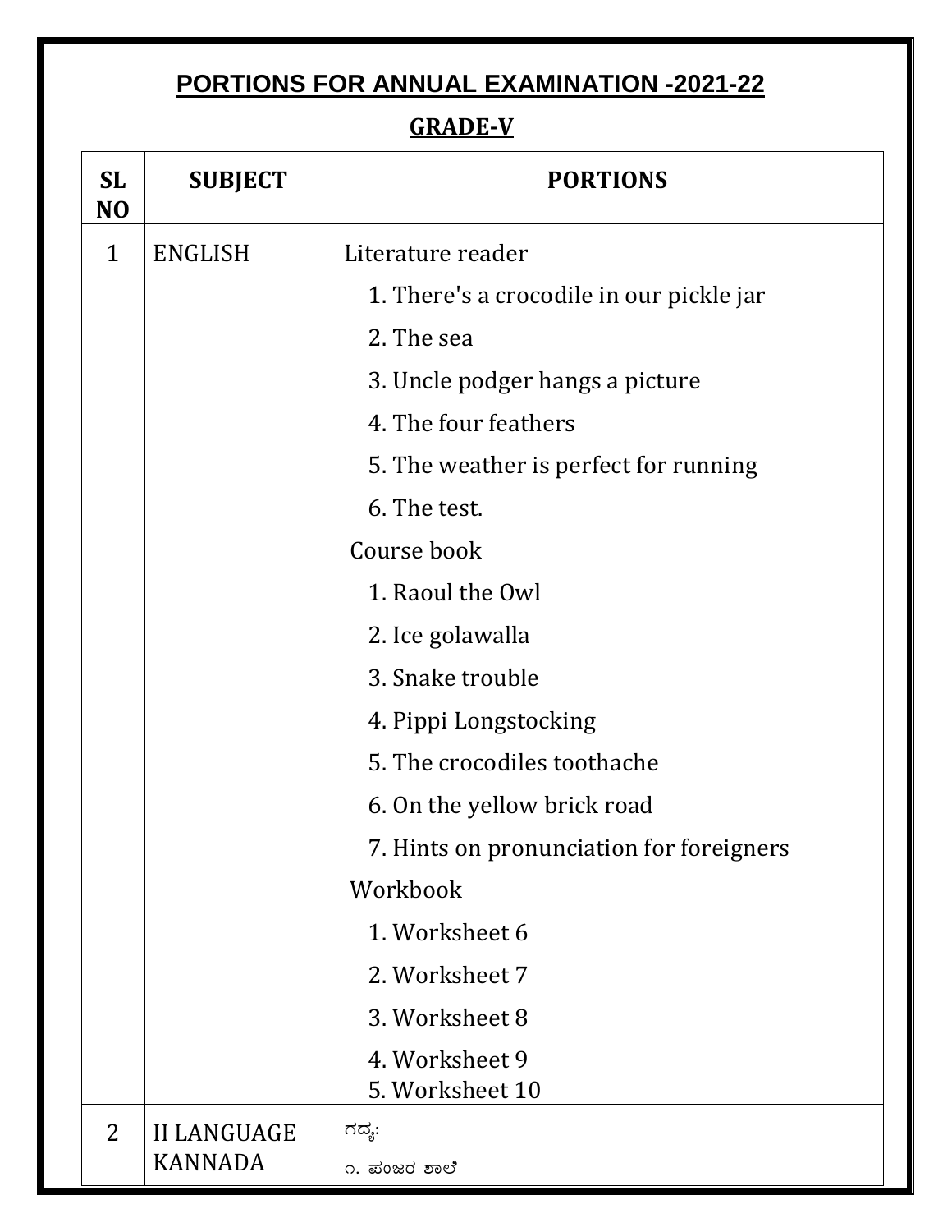# PORTIONS FOR ANNUAL EXAMINATION -2021-22

## GRADE-V

| SL NO | SUBJECT | PORTIONS |
|---|---|---|
| 1 | ENGLISH | Literature reader<br>1. There's a crocodile in our pickle jar<br>2. The sea<br>3. Uncle podger hangs a picture<br>4. The four feathers<br>5. The weather is perfect for running<br>6. The test.<br>Course book<br>1. Raoul the Owl<br>2. Ice golawalla<br>3. Snake trouble<br>4. Pippi Longstocking<br>5. The crocodiles toothache<br>6. On the yellow brick road<br>7. Hints on pronunciation for foreigners<br>Workbook<br>1. Worksheet 6<br>2. Worksheet 7<br>3. Worksheet 8<br>4. Worksheet 9<br>5. Worksheet 10 |
| 2 | II LANGUAGE KANNADA | ಗದ್ಯ:<br>೧. ಪಂಜರ ಶಾಲೆ |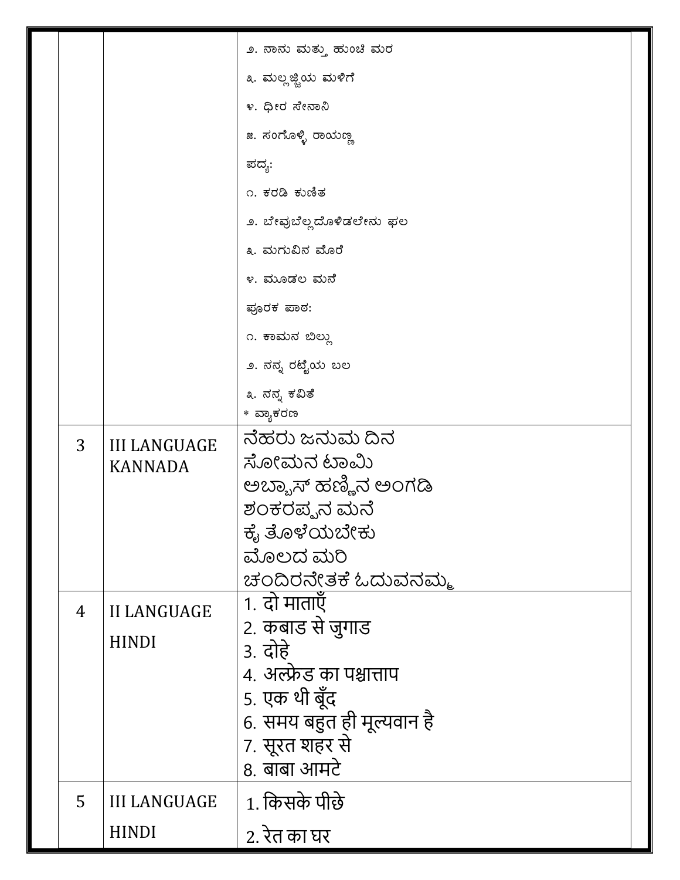| | | |
|---|---|---|
| | | ೨. ನಾನು ಮತ್ತು ಹುಂಚಿ ಮರ<br>೩. ಮಲ್ಲಜ್ಜಿಯ ಮಳಿಗೆ<br>೪. ಧೀರ ಸೇನಾನಿ<br>೫. ಸಂಗೊಳ್ಳಿ ರಾಯಣ್ಣ<br>ಪದ್ಯ:<br>೧. ಕರಡಿ ಕುಣಿತ<br>೨. ಬೇವುಬೆಲ್ಲದೊಳಿಡಲೇನು ಫಲ<br>೩. ಮಗುವಿನ ಮೊರೆ<br>೪. ಮೂಡಲ ಮನೆ<br>ಪೂರಕ ಪಾಠ:<br>೧. ಕಾಮನ ಬಿಲ್ಲು<br>೨. ನನ್ನ ರಟ್ಟೆಯ ಬಲ<br>೩. ನನ್ನ ಕವಿತೆ<br>* ವ್ಯಾಕರಣ |
| 3 | III LANGUAGE KANNADA | ನೆಹರು ಜನುಮ ದಿನ<br>ಸೋಮನ ಟಾಮಿ<br>ಅಬ್ಬಾಸ್ ಹಣ್ಣಿನ ಅಂಗಡಿ<br>ಶಂಕರಪ್ಪನ ಮನೆ<br>ಕೈ ತೊಳೆಯಬೇಕು<br>ಮೊಲದ ಮರಿ<br>ಚಂದಿರನೇತಕೆ ಓಡುವನಮ್ಮ |
| 4 | II LANGUAGE HINDI | 1. दो माताएँ<br>2. कबाड से जुगाड<br>3. दोहे<br>4. अल्फ्रेड का पश्चात्ताप<br>5. एक थी बूँद<br>6. समय बहुत ही मूल्यवान है<br>7. सूरत शहर से<br>8. बाबा आमटे |
| 5 | III LANGUAGE HINDI | 1. किसके पीछे<br>2. रेत का घर |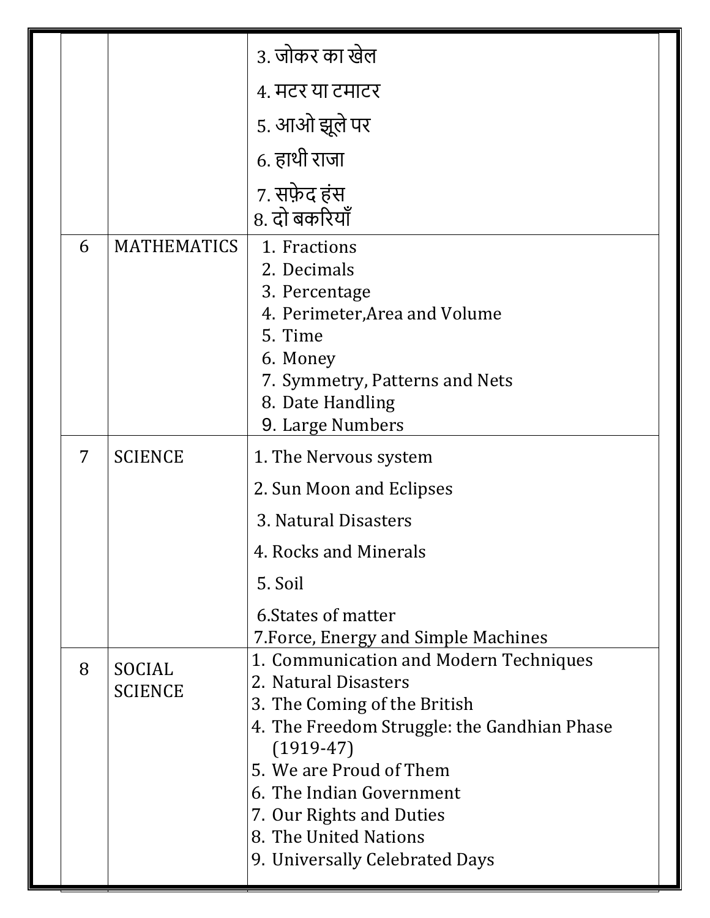| | | |
|---|---|---|
| | | 3. जोकर का खेल<br>4. मटर या टमाटर<br>5. आओ झूले पर<br>6. हाथी राजा<br>7. सफ़ेद हंस<br>8. दो बकरियाँ |
| 6 | MATHEMATICS | 1. Fractions<br>2. Decimals<br>3. Percentage<br>4. Perimeter,Area and Volume<br>5. Time<br>6. Money<br>7. Symmetry, Patterns and Nets<br>8. Date Handling<br>9. Large Numbers |
| 7 | SCIENCE | 1. The Nervous system<br>2. Sun Moon and Eclipses<br>3. Natural Disasters<br>4. Rocks and Minerals<br>5. Soil<br>6.States of matter<br>7.Force, Energy and Simple Machines |
| 8 | SOCIAL SCIENCE | 1. Communication and Modern Techniques<br>2. Natural Disasters<br>3. The Coming of the British<br>4. The Freedom Struggle: the Gandhian Phase (1919-47)<br>5. We are Proud of Them<br>6. The Indian Government<br>7. Our Rights and Duties<br>8. The United Nations<br>9. Universally Celebrated Days |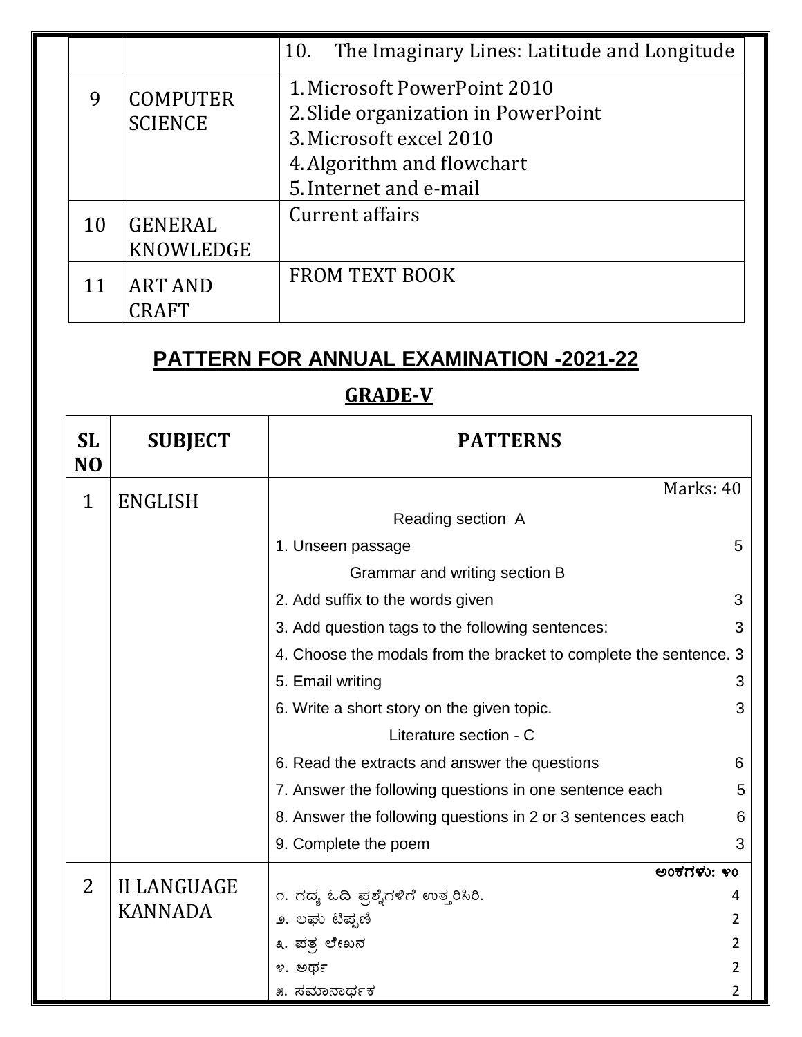| | | 10. The Imaginary Lines: Latitude and Longitude |
|---|---|---|
| 9 | COMPUTER SCIENCE | 1. Microsoft PowerPoint 2010<br>2. Slide organization in PowerPoint<br>3. Microsoft excel 2010<br>4. Algorithm and flowchart<br>5. Internet and e-mail |
| 10 | GENERAL KNOWLEDGE | Current affairs |
| 11 | ART AND CRAFT | FROM TEXT BOOK |

## PATTERN FOR ANNUAL EXAMINATION -2021-22

## GRADE-V

| SL NO | SUBJECT | PATTERNS | |
|---|---|---|---|
| 1 | ENGLISH | | Marks: 40 |
| | | Reading section A | |
| | | 1. Unseen passage | 5 |
| | | Grammar and writing section B | |
| | | 2. Add suffix to the words given | 3 |
| | | 3. Add question tags to the following sentences: | 3 |
| | | 4. Choose the modals from the bracket to complete the sentence. | 3 |
| | | 5. Email writing | 3 |
| | | 6. Write a short story on the given topic. | 3 |
| | | Literature section - C | |
| | | 6. Read the extracts and answer the questions | 6 |
| | | 7. Answer the following questions in one sentence each | 5 |
| | | 8. Answer the following questions in 2 or 3 sentences each | 6 |
| | | 9. Complete the poem | 3 |
| 2 | II LANGUAGE KANNADA | | ಅಂಕಗಳು: ೪೦ |
| | | ೧. ಗದ್ಯ ಓದಿ ಪ್ರಶ್ನೆಗಳಿಗೆ ಉತ್ತರಿಸಿರಿ. | 4 |
| | | ೨. ಲಘು ಟಿಪ್ಪಣಿ | 2 |
| | | ೩. ಪತ್ರ ಲೇಖನ | 2 |
| | | ೪. ಅರ್ಥ | 2 |
| | | ೫. ಸಮಾನಾರ್ಥಕ | 2 |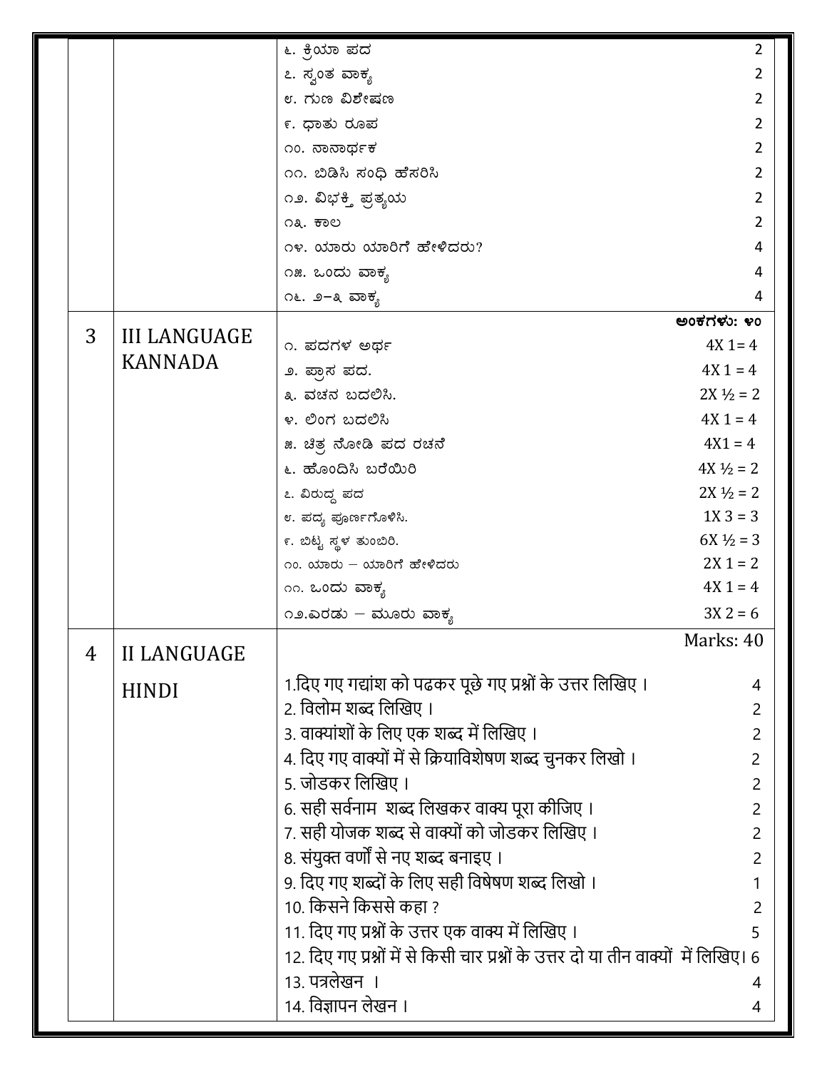| | | | |
|---|---|---|---|
| | | ೬. ಕ್ರಿಯಾ ಪದ | 2 |
| | | ೭. ಸ್ವಂತ ವಾಕ್ಯ | 2 |
| | | ೮. ಗುಣ ವಿಶೇಷಣ | 2 |
| | | ೯. ಧಾತು ರೂಪ | 2 |
| | | ೧೦. ನಾನಾರ್ಥಕ | 2 |
| | | ೧೧. ಬಿಡಿಸಿ ಸಂಧಿ ಹೆಸರಿಸಿ | 2 |
| | | ೧೨. ವಿಭಕ್ತಿ ಪ್ರತ್ಯಯ | 2 |
| | | ೧೩. ಕಾಲ | 2 |
| | | ೧೪. ಯಾರು ಯಾರಿಗೆ ಹೇಳಿದರು? | 4 |
| | | ೧೫. ಒಂದು ವಾಕ್ಯ | 4 |
| | | ೧೬. ೨–೩ ವಾಕ್ಯ | 4 |
| 3 | III LANGUAGE KANNADA | ಅಂಕಗಳು: ೪೦ | |
| | | ೧. ಪದಗಳ ಅರ್ಥ | 4X 1= 4 |
| | | ೨. ಪ್ರಾಸ ಪದ. | 4X 1 = 4 |
| | | ೩. ವಚನ ಬದಲಿಸಿ. | 2X ½ = 2 |
| | | ೪. ಲಿಂಗ ಬದಲಿಸಿ | 4X 1 = 4 |
| | | ೫. ಚಿತ್ರ ನೋಡಿ ಪದ ರಚನೆ | 4X1 = 4 |
| | | ೬. ಹೊಂದಿಸಿ ಬರೆಯಿರಿ | 4X ½ = 2 |
| | | ೭. ವಿರುದ್ಧ ಪದ | 2X ½ = 2 |
| | | ೮. ಪದ್ಯ ಪೂರ್ಣಗೊಳಿಸಿ. | 1X 3 = 3 |
| | | ೯. ಬಿಟ್ಟ ಸ್ಥಳ ತುಂಬಿರಿ. | 6X ½ = 3 |
| | | ೧೦. ಯಾರು – ಯಾರಿಗೆ ಹೇಳಿದರು | 2X 1 = 2 |
| | | ೧೧. ಒಂದು ವಾಕ್ಯ | 4X 1 = 4 |
| | | ೧೨.ಎರಡು – ಮೂರು ವಾಕ್ಯ | 3X 2 = 6 |
| 4 | II LANGUAGE HINDI | Marks: 40 | |
| | | 1.दिए गए गद्यांश को पढकर पूछे गए प्रश्नों के उत्तर लिखिए । | 4 |
| | | 2. विलोम शब्द लिखिए । | 2 |
| | | 3. वाक्यांशों के लिए एक शब्द में लिखिए । | 2 |
| | | 4. दिए गए वाक्यों में से क्रियाविशेषण शब्द चुनकर लिखो । | 2 |
| | | 5. जोडकर लिखिए । | 2 |
| | | 6. सही सर्वनाम शब्द लिखकर वाक्य पूरा कीजिए । | 2 |
| | | 7. सही योजक शब्द से वाक्यों को जोडकर लिखिए । | 2 |
| | | 8. संयुक्त वर्णों से नए शब्द बनाइए । | 2 |
| | | 9. दिए गए शब्दों के लिए सही विषेषण शब्द लिखो । | 1 |
| | | 10. किसने किससे कहा ? | 2 |
| | | 11. दिए गए प्रश्नों के उत्तर एक वाक्य में लिखिए । | 5 |
| | | 12. दिए गए प्रश्नों में से किसी चार प्रश्नों के उत्तर दो या तीन वाक्यों में लिखिए। | 6 |
| | | 13. पत्रलेखन । | 4 |
| | | 14. विज्ञापन लेखन । | 4 |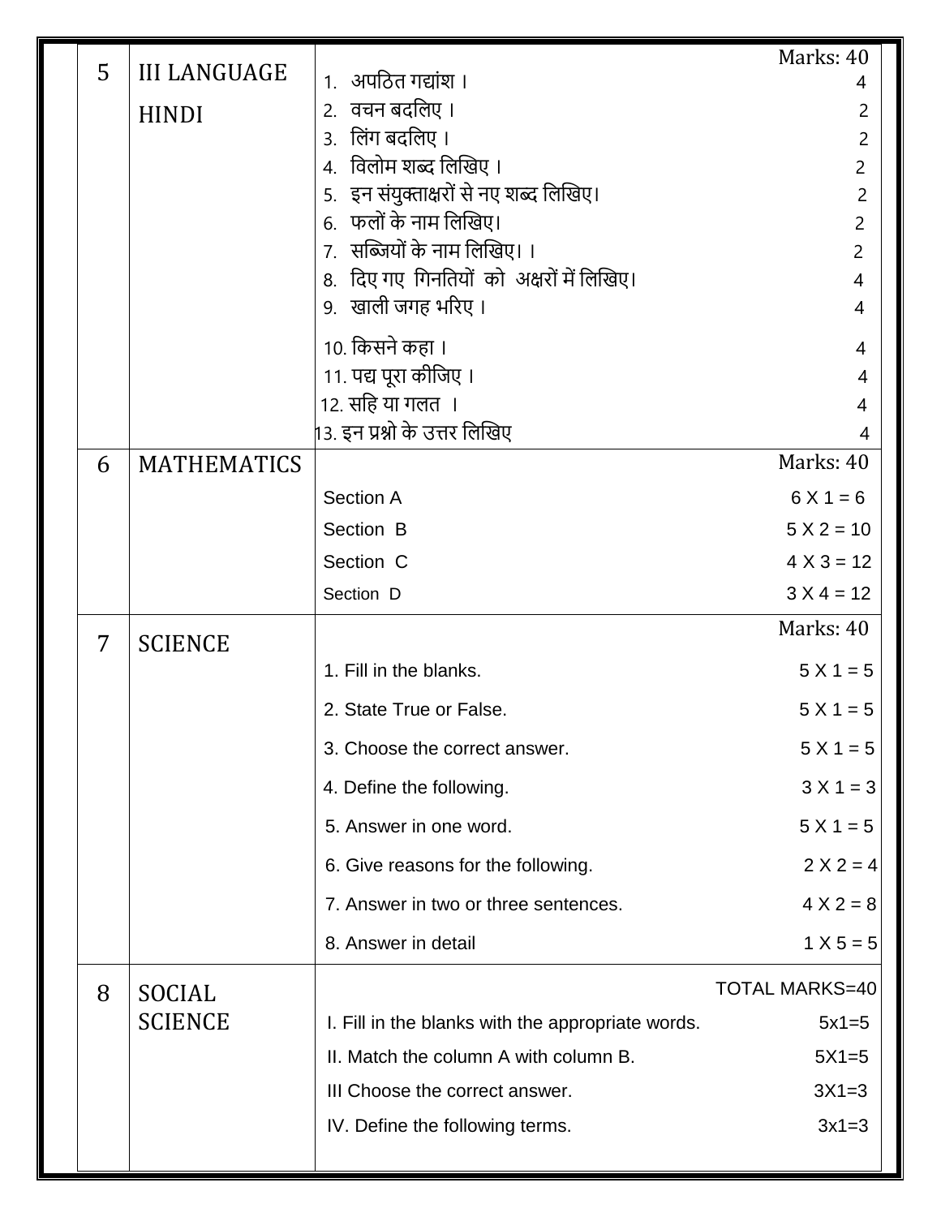| | | |
|---|---|---|
| 5 | III LANGUAGE<br>HINDI | Marks: 40<br>1. अपठित गद्यांश । 4<br>2. वचन बदलिए । 2<br>3. लिंग बदलिए । 2<br>4. विलोम शब्द लिखिए । 2<br>5. इन संयुक्ताक्षरों से नए शब्द लिखिए। 2<br>6. फलों के नाम लिखिए। 2<br>7. सब्जियों के नाम लिखिए। । 2<br>8. दिए गए गिनतियों को अक्षरों में लिखिए। 4<br>9. खाली जगह भरिए । 4<br>10. किसने कहा । 4<br>11. पद्य पूरा कीजिए । 4<br>12. सहि या गलत । 4<br>13. इन प्रश्नो के उत्तर लिखिए 4 |
| 6 | MATHEMATICS | Marks: 40<br>Section A 6 X 1 = 6<br>Section B 5 X 2 = 10<br>Section C 4 X 3 = 12<br>Section D 3 X 4 = 12 |
| 7 | SCIENCE | Marks: 40<br>1. Fill in the blanks. 5 X 1 = 5<br>2. State True or False. 5 X 1 = 5<br>3. Choose the correct answer. 5 X 1 = 5<br>4. Define the following. 3 X 1 = 3<br>5. Answer in one word. 5 X 1 = 5<br>6. Give reasons for the following. 2 X 2 = 4<br>7. Answer in two or three sentences. 4 X 2 = 8<br>8. Answer in detail 1 X 5 = 5 |
| 8 | SOCIAL SCIENCE | TOTAL MARKS=40<br>I. Fill in the blanks with the appropriate words. 5x1=5<br>II. Match the column A with column B. 5X1=5<br>III Choose the correct answer. 3X1=3<br>IV. Define the following terms. 3x1=3 |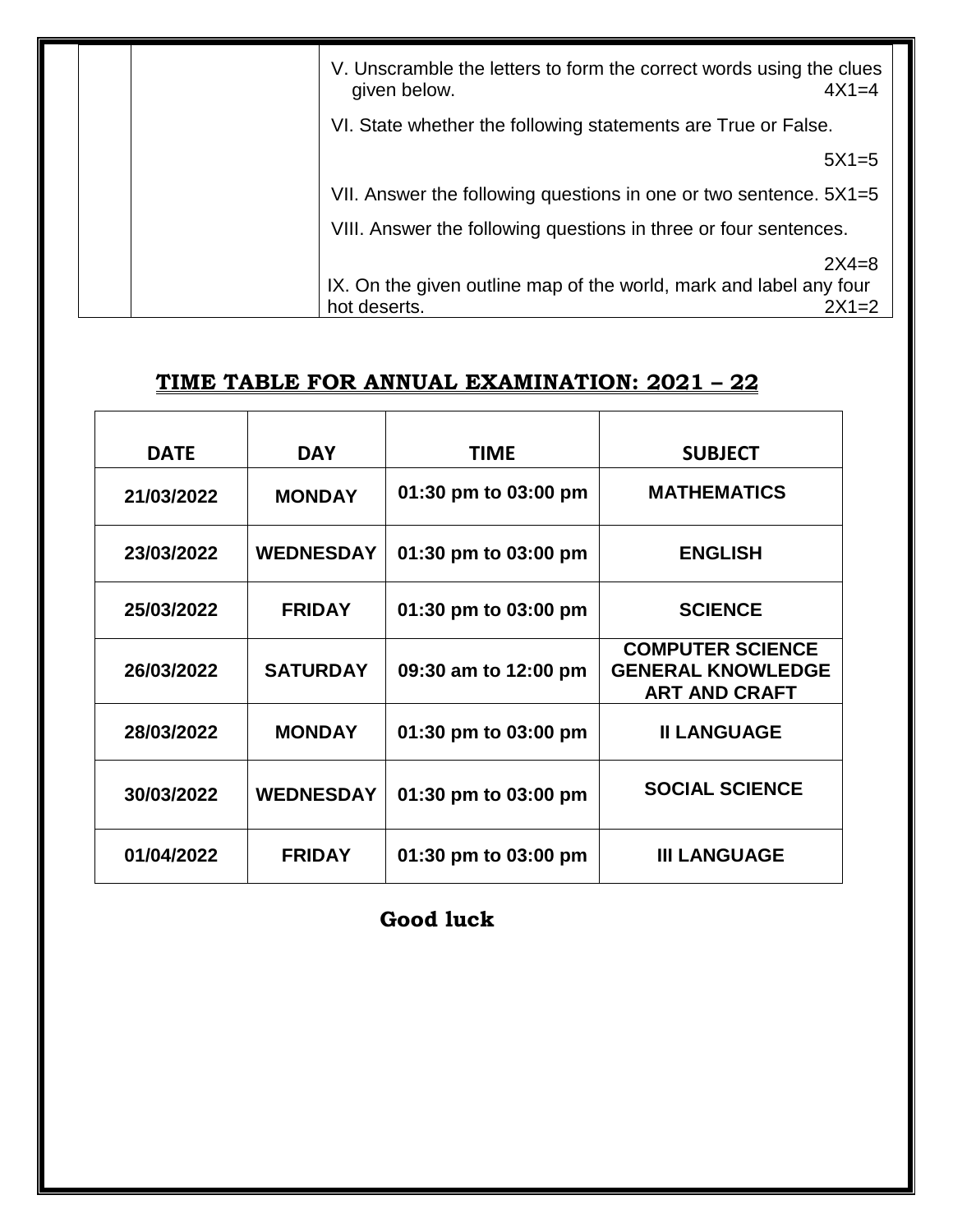| | | |
|---|---|---|
| | | V. Unscramble the letters to form the correct words using the clues given below. 4X1=4<br>VI. State whether the following statements are True or False. 5X1=5<br>VII. Answer the following questions in one or two sentence. 5X1=5<br>VIII. Answer the following questions in three or four sentences. 2X4=8<br>IX. On the given outline map of the world, mark and label any four hot deserts. 2X1=2 |

## TIME TABLE FOR ANNUAL EXAMINATION: 2021 – 22

| DATE | DAY | TIME | SUBJECT |
|---|---|---|---|
| 21/03/2022 | MONDAY | 01:30 pm to 03:00 pm | MATHEMATICS |
| 23/03/2022 | WEDNESDAY | 01:30 pm to 03:00 pm | ENGLISH |
| 25/03/2022 | FRIDAY | 01:30 pm to 03:00 pm | SCIENCE |
| 26/03/2022 | SATURDAY | 09:30 am to 12:00 pm | COMPUTER SCIENCE<br>GENERAL KNOWLEDGE<br>ART AND CRAFT |
| 28/03/2022 | MONDAY | 01:30 pm to 03:00 pm | II LANGUAGE |
| 30/03/2022 | WEDNESDAY | 01:30 pm to 03:00 pm | SOCIAL SCIENCE |
| 01/04/2022 | FRIDAY | 01:30 pm to 03:00 pm | III LANGUAGE |

**Good luck**